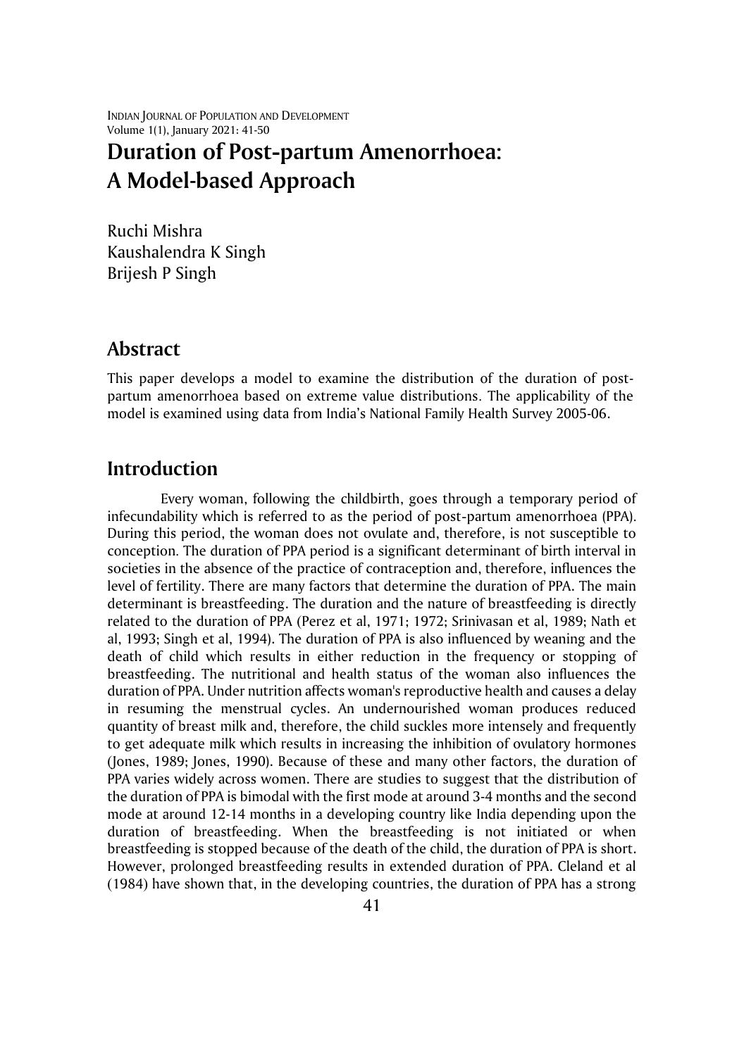# Duration of Post-partum Amenorrhoea: A Model-based Approach

Ruchi Mishra
Kaushalendra K Singh
Brijesh P Singh

## Abstract

This paper develops a model to examine the distribution of the duration of post-partum amenorrhoea based on extreme value distributions. The applicability of the model is examined using data from India's National Family Health Survey 2005-06.

## Introduction

Every woman, following the childbirth, goes through a temporary period of infecundability which is referred to as the period of post-partum amenorrhoea (PPA). During this period, the woman does not ovulate and, therefore, is not susceptible to conception. The duration of PPA period is a significant determinant of birth interval in societies in the absence of the practice of contraception and, therefore, influences the level of fertility. There are many factors that determine the duration of PPA. The main determinant is breastfeeding. The duration and the nature of breastfeeding is directly related to the duration of PPA (Perez et al, 1971; 1972; Srinivasan et al, 1989; Nath et al, 1993; Singh et al, 1994). The duration of PPA is also influenced by weaning and the death of child which results in either reduction in the frequency or stopping of breastfeeding. The nutritional and health status of the woman also influences the duration of PPA. Under nutrition affects woman's reproductive health and causes a delay in resuming the menstrual cycles. An undernourished woman produces reduced quantity of breast milk and, therefore, the child suckles more intensely and frequently to get adequate milk which results in increasing the inhibition of ovulatory hormones (Jones, 1989; Jones, 1990). Because of these and many other factors, the duration of PPA varies widely across women. There are studies to suggest that the distribution of the duration of PPA is bimodal with the first mode at around 3-4 months and the second mode at around 12-14 months in a developing country like India depending upon the duration of breastfeeding. When the breastfeeding is not initiated or when breastfeeding is stopped because of the death of the child, the duration of PPA is short. However, prolonged breastfeeding results in extended duration of PPA. Cleland et al (1984) have shown that, in the developing countries, the duration of PPA has a strong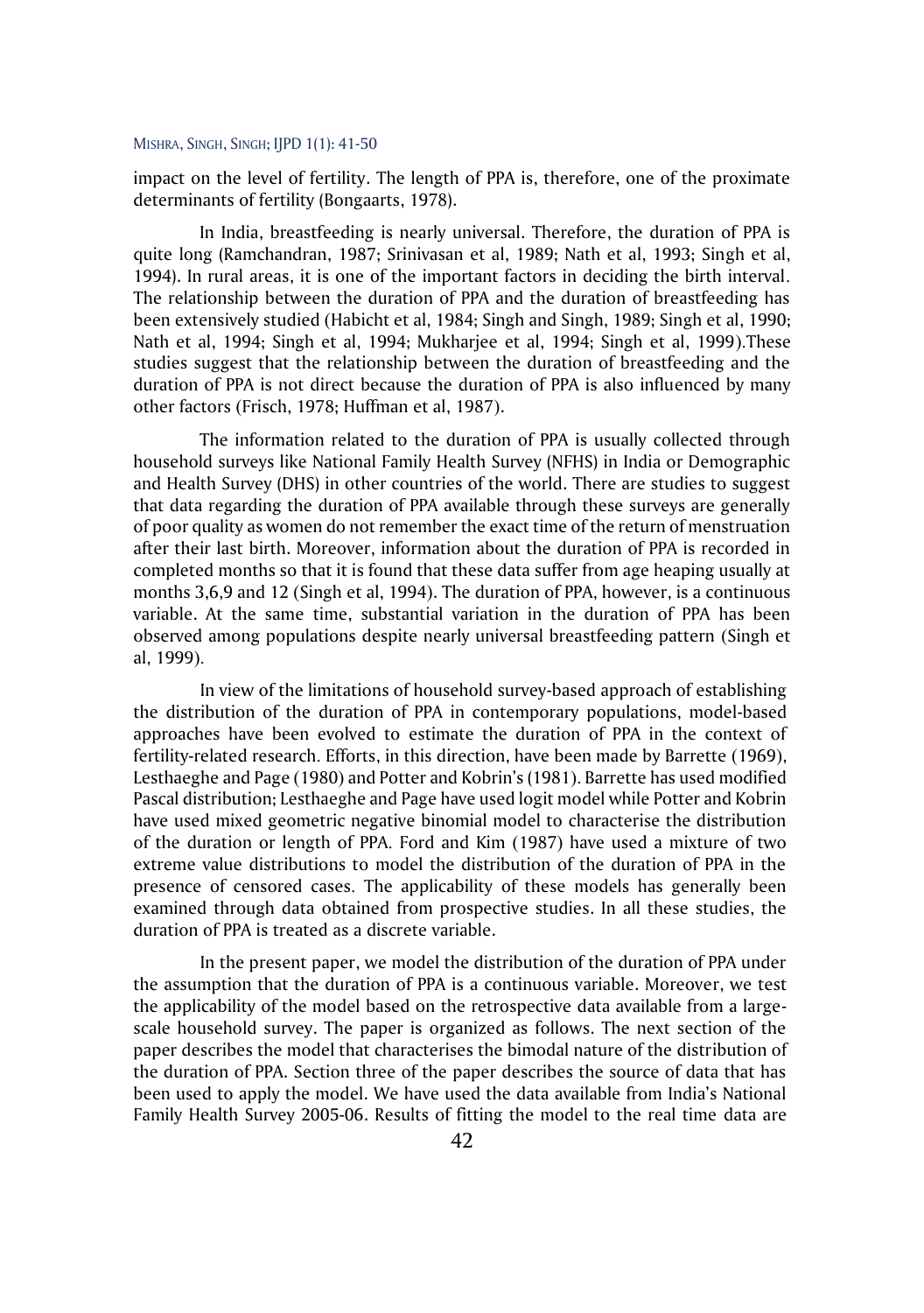impact on the level of fertility. The length of PPA is, therefore, one of the proximate determinants of fertility (Bongaarts, 1978).

In India, breastfeeding is nearly universal. Therefore, the duration of PPA is quite long (Ramchandran, 1987; Srinivasan et al, 1989; Nath et al, 1993; Singh et al, 1994). In rural areas, it is one of the important factors in deciding the birth interval. The relationship between the duration of PPA and the duration of breastfeeding has been extensively studied (Habicht et al, 1984; Singh and Singh, 1989; Singh et al, 1990; Nath et al, 1994; Singh et al, 1994; Mukharjee et al, 1994; Singh et al, 1999).These studies suggest that the relationship between the duration of breastfeeding and the duration of PPA is not direct because the duration of PPA is also influenced by many other factors (Frisch, 1978; Huffman et al, 1987).

The information related to the duration of PPA is usually collected through household surveys like National Family Health Survey (NFHS) in India or Demographic and Health Survey (DHS) in other countries of the world. There are studies to suggest that data regarding the duration of PPA available through these surveys are generally of poor quality as women do not remember the exact time of the return of menstruation after their last birth. Moreover, information about the duration of PPA is recorded in completed months so that it is found that these data suffer from age heaping usually at months 3,6,9 and 12 (Singh et al, 1994). The duration of PPA, however, is a continuous variable. At the same time, substantial variation in the duration of PPA has been observed among populations despite nearly universal breastfeeding pattern (Singh et al, 1999).

In view of the limitations of household survey-based approach of establishing the distribution of the duration of PPA in contemporary populations, model-based approaches have been evolved to estimate the duration of PPA in the context of fertility-related research. Efforts, in this direction, have been made by Barrette (1969), Lesthaeghe and Page (1980) and Potter and Kobrin's (1981). Barrette has used modified Pascal distribution; Lesthaeghe and Page have used logit model while Potter and Kobrin have used mixed geometric negative binomial model to characterise the distribution of the duration or length of PPA. Ford and Kim (1987) have used a mixture of two extreme value distributions to model the distribution of the duration of PPA in the presence of censored cases. The applicability of these models has generally been examined through data obtained from prospective studies. In all these studies, the duration of PPA is treated as a discrete variable.

In the present paper, we model the distribution of the duration of PPA under the assumption that the duration of PPA is a continuous variable. Moreover, we test the applicability of the model based on the retrospective data available from a large-scale household survey. The paper is organized as follows. The next section of the paper describes the model that characterises the bimodal nature of the distribution of the duration of PPA. Section three of the paper describes the source of data that has been used to apply the model. We have used the data available from India's National Family Health Survey 2005-06. Results of fitting the model to the real time data are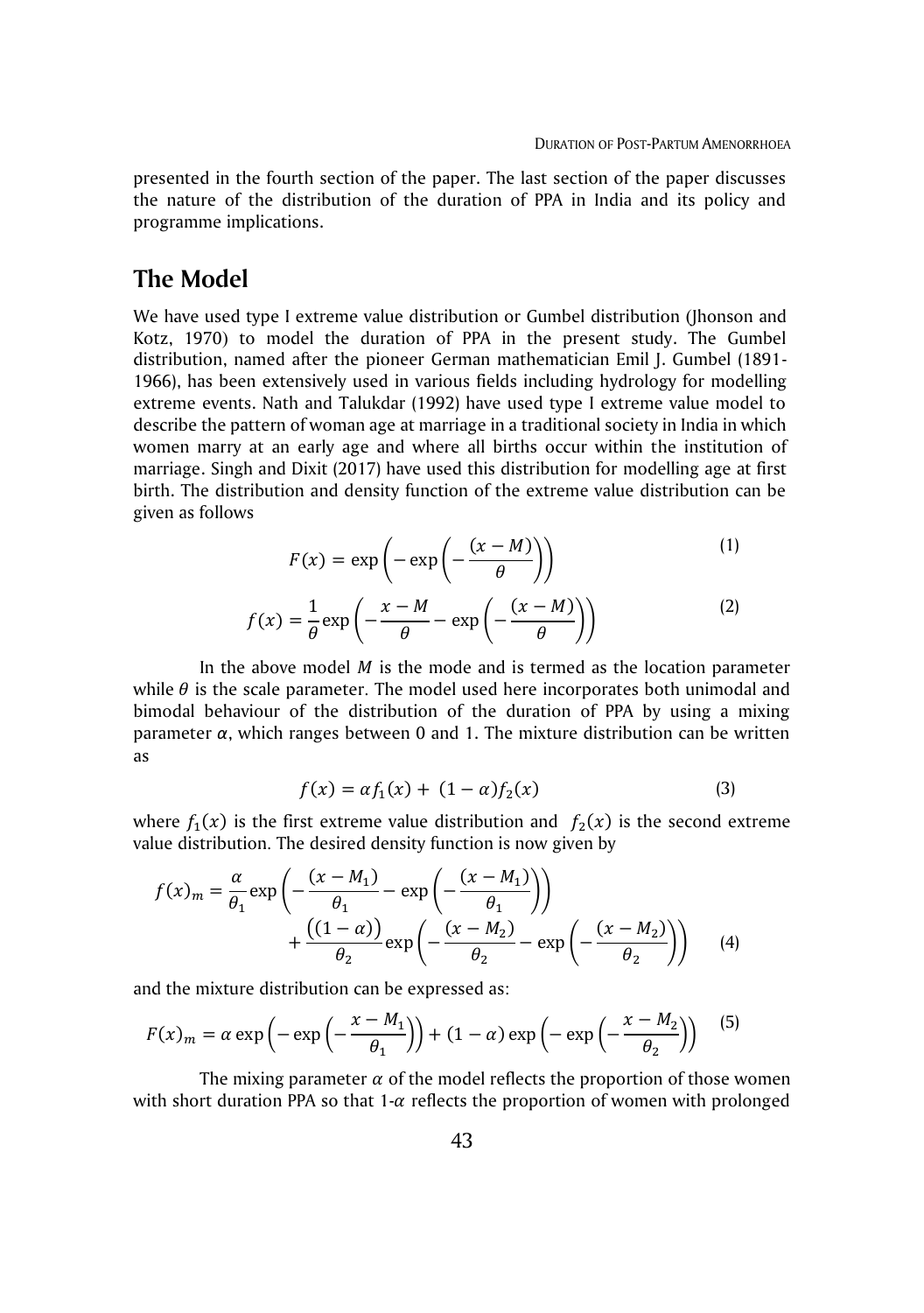presented in the fourth section of the paper. The last section of the paper discusses the nature of the distribution of the duration of PPA in India and its policy and programme implications.

## The Model

We have used type I extreme value distribution or Gumbel distribution (Jhonson and Kotz, 1970) to model the duration of PPA in the present study. The Gumbel distribution, named after the pioneer German mathematician Emil J. Gumbel (1891-1966), has been extensively used in various fields including hydrology for modelling extreme events. Nath and Talukdar (1992) have used type I extreme value model to describe the pattern of woman age at marriage in a traditional society in India in which women marry at an early age and where all births occur within the institution of marriage. Singh and Dixit (2017) have used this distribution for modelling age at first birth. The distribution and density function of the extreme value distribution can be given as follows

$$F(x) = \exp\left(-\exp\left(-\frac{(x-M)}{\theta}\right)\right) \tag{1}$$

$$f(x) = \frac{1}{\theta}\exp\left(-\frac{x-M}{\theta} - \exp\left(-\frac{(x-M)}{\theta}\right)\right) \tag{2}$$

In the above model $M$ is the mode and is termed as the location parameter while $\theta$ is the scale parameter. The model used here incorporates both unimodal and bimodal behaviour of the distribution of the duration of PPA by using a mixing parameter $\alpha$, which ranges between 0 and 1. The mixture distribution can be written as

$$f(x) = \alpha f_1(x) + (1-\alpha)f_2(x) \tag{3}$$

where $f_1(x)$ is the first extreme value distribution and $f_2(x)$ is the second extreme value distribution. The desired density function is now given by

$$f(x)_m = \frac{\alpha}{\theta_1}\exp\left(-\frac{(x-M_1)}{\theta_1} - \exp\left(-\frac{(x-M_1)}{\theta_1}\right)\right) + \frac{\left((1-\alpha)\right)}{\theta_2}\exp\left(-\frac{(x-M_2)}{\theta_2} - \exp\left(-\frac{(x-M_2)}{\theta_2}\right)\right) \tag{4}$$

and the mixture distribution can be expressed as:

$$F(x)_m = \alpha\exp\left(-\exp\left(-\frac{x-M_1}{\theta_1}\right)\right) + (1-\alpha)\exp\left(-\exp\left(-\frac{x-M_2}{\theta_2}\right)\right) \tag{5}$$

The mixing parameter $\alpha$ of the model reflects the proportion of those women with short duration PPA so that 1-$\alpha$ reflects the proportion of women with prolonged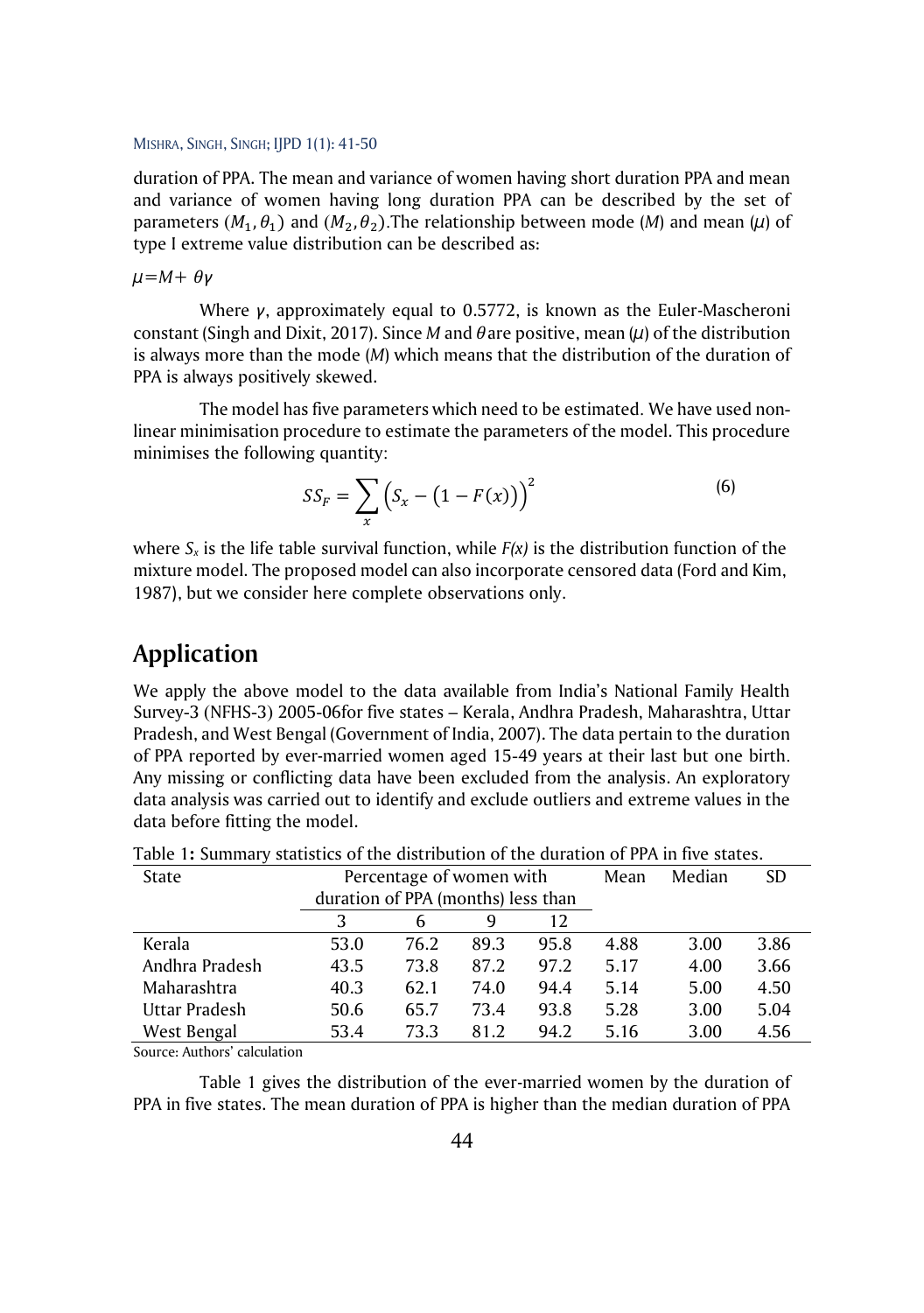duration of PPA. The mean and variance of women having short duration PPA and mean and variance of women having long duration PPA can be described by the set of parameters $(M_1, \theta_1)$ and $(M_2, \theta_2)$.The relationship between mode ($M$) and mean ($\mu$) of type I extreme value distribution can be described as:

$\mu = M + \theta\gamma$

Where $\gamma$, approximately equal to 0.5772, is known as the Euler-Mascheroni constant (Singh and Dixit, 2017). Since $M$ and $\theta$ are positive, mean ($\mu$) of the distribution is always more than the mode ($M$) which means that the distribution of the duration of PPA is always positively skewed.

The model has five parameters which need to be estimated. We have used non-linear minimisation procedure to estimate the parameters of the model. This procedure minimises the following quantity:

$$SS_F = \sum_x \left(S_x - \left(1 - F(x)\right)\right)^2 \tag{6}$$

where $S_x$ is the life table survival function, while $F(x)$ is the distribution function of the mixture model. The proposed model can also incorporate censored data (Ford and Kim, 1987), but we consider here complete observations only.

## Application

We apply the above model to the data available from India's National Family Health Survey-3 (NFHS-3) 2005-06for five states – Kerala, Andhra Pradesh, Maharashtra, Uttar Pradesh, and West Bengal (Government of India, 2007). The data pertain to the duration of PPA reported by ever-married women aged 15-49 years at their last but one birth. Any missing or conflicting data have been excluded from the analysis. An exploratory data analysis was carried out to identify and exclude outliers and extreme values in the data before fitting the model.

Table 1**:** Summary statistics of the distribution of the duration of PPA in five states.

| State | Percentage of women with duration of PPA (months) less than | | | | Mean | Median | SD |
|---|---|---|---|---|---|---|---|
| | 3 | 6 | 9 | 12 | | | |
| Kerala | 53.0 | 76.2 | 89.3 | 95.8 | 4.88 | 3.00 | 3.86 |
| Andhra Pradesh | 43.5 | 73.8 | 87.2 | 97.2 | 5.17 | 4.00 | 3.66 |
| Maharashtra | 40.3 | 62.1 | 74.0 | 94.4 | 5.14 | 5.00 | 4.50 |
| Uttar Pradesh | 50.6 | 65.7 | 73.4 | 93.8 | 5.28 | 3.00 | 5.04 |
| West Bengal | 53.4 | 73.3 | 81.2 | 94.2 | 5.16 | 3.00 | 4.56 |

Source: Authors' calculation

Table 1 gives the distribution of the ever-married women by the duration of PPA in five states. The mean duration of PPA is higher than the median duration of PPA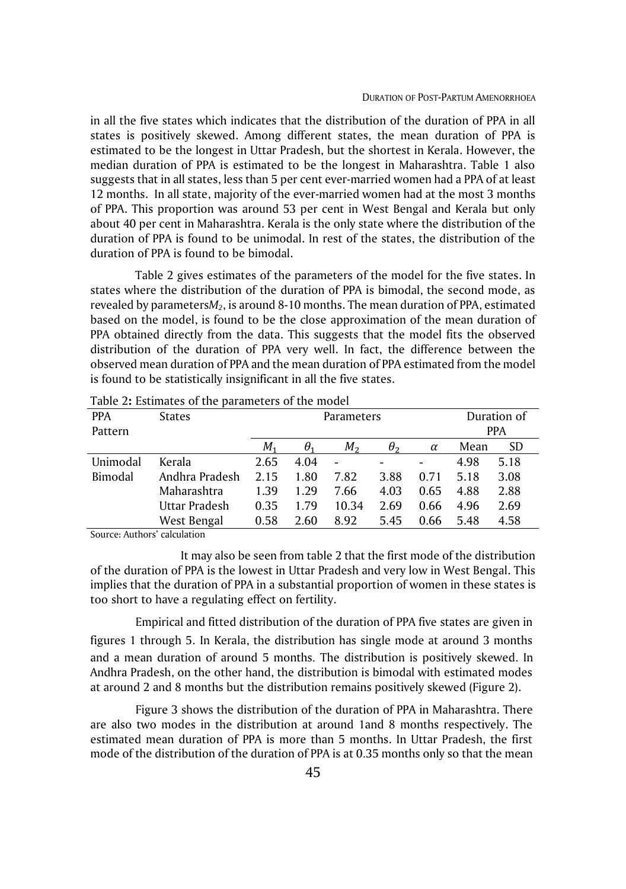in all the five states which indicates that the distribution of the duration of PPA in all states is positively skewed. Among different states, the mean duration of PPA is estimated to be the longest in Uttar Pradesh, but the shortest in Kerala. However, the median duration of PPA is estimated to be the longest in Maharashtra. Table 1 also suggests that in all states, less than 5 per cent ever-married women had a PPA of at least 12 months. In all state, majority of the ever-married women had at the most 3 months of PPA. This proportion was around 53 per cent in West Bengal and Kerala but only about 40 per cent in Maharashtra. Kerala is the only state where the distribution of the duration of PPA is found to be unimodal. In rest of the states, the distribution of the duration of PPA is found to be bimodal.

Table 2 gives estimates of the parameters of the model for the five states. In states where the distribution of the duration of PPA is bimodal, the second mode, as revealed by parameters$M_2$, is around 8-10 months. The mean duration of PPA, estimated based on the model, is found to be the close approximation of the mean duration of PPA obtained directly from the data. This suggests that the model fits the observed distribution of the duration of PPA very well. In fact, the difference between the observed mean duration of PPA and the mean duration of PPA estimated from the model is found to be statistically insignificant in all the five states.

Table 2**:** Estimates of the parameters of the model

| PPA Pattern | States | Parameters | | | | | Duration of PPA | |
|---|---|---|---|---|---|---|---|---|
| | | $M_1$ | $\theta_1$ | $M_2$ | $\theta_2$ | $\alpha$ | Mean | SD |
| Unimodal | Kerala | 2.65 | 4.04 | - | - | - | 4.98 | 5.18 |
| Bimodal | Andhra Pradesh | 2.15 | 1.80 | 7.82 | 3.88 | 0.71 | 5.18 | 3.08 |
| | Maharashtra | 1.39 | 1.29 | 7.66 | 4.03 | 0.65 | 4.88 | 2.88 |
| | Uttar Pradesh | 0.35 | 1.79 | 10.34 | 2.69 | 0.66 | 4.96 | 2.69 |
| | West Bengal | 0.58 | 2.60 | 8.92 | 5.45 | 0.66 | 5.48 | 4.58 |

Source: Authors' calculation

It may also be seen from table 2 that the first mode of the distribution of the duration of PPA is the lowest in Uttar Pradesh and very low in West Bengal. This implies that the duration of PPA in a substantial proportion of women in these states is too short to have a regulating effect on fertility.

Empirical and fitted distribution of the duration of PPA five states are given in figures 1 through 5. In Kerala, the distribution has single mode at around 3 months and a mean duration of around 5 months. The distribution is positively skewed. In Andhra Pradesh, on the other hand, the distribution is bimodal with estimated modes at around 2 and 8 months but the distribution remains positively skewed (Figure 2).

Figure 3 shows the distribution of the duration of PPA in Maharashtra. There are also two modes in the distribution at around 1and 8 months respectively. The estimated mean duration of PPA is more than 5 months. In Uttar Pradesh, the first mode of the distribution of the duration of PPA is at 0.35 months only so that the mean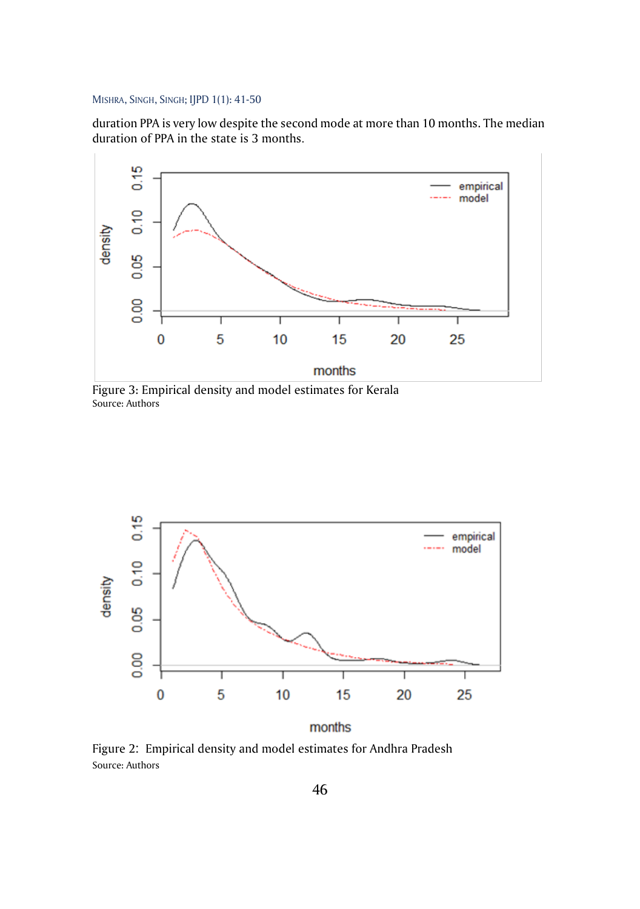duration PPA is very low despite the second mode at more than 10 months. The median duration of PPA in the state is 3 months.

Figure 3: Empirical density and model estimates for Kerala
Source: Authors

Figure 2: Empirical density and model estimates for Andhra Pradesh
Source: Authors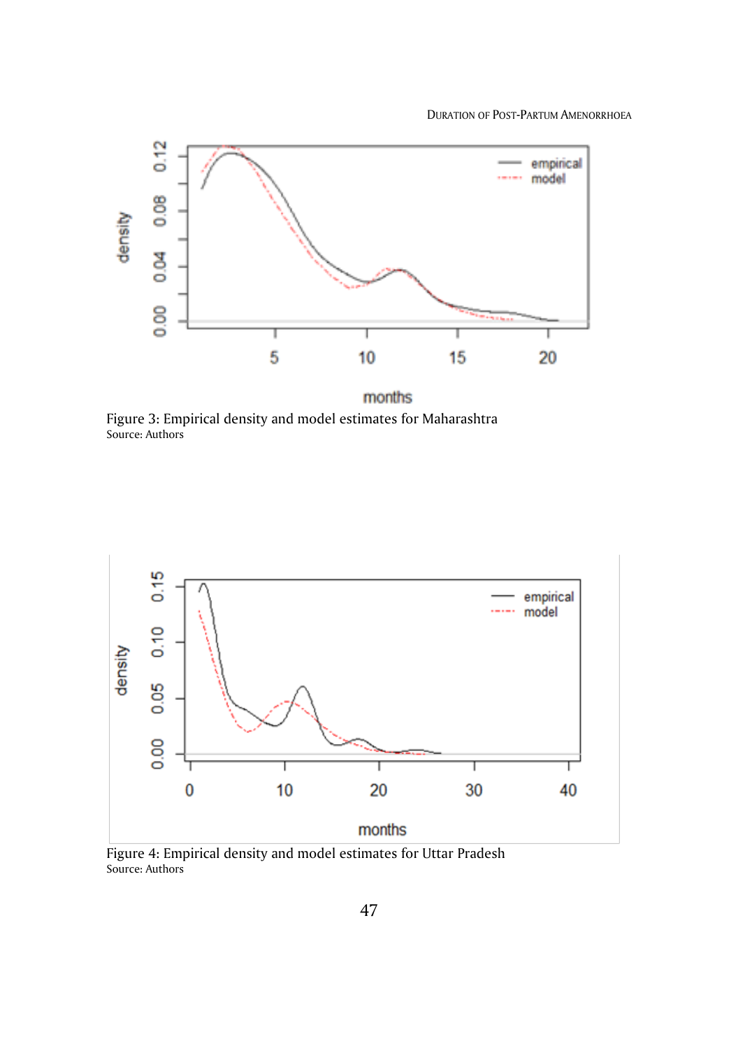Figure 3: Empirical density and model estimates for Maharashtra
Source: Authors

Figure 4: Empirical density and model estimates for Uttar Pradesh
Source: Authors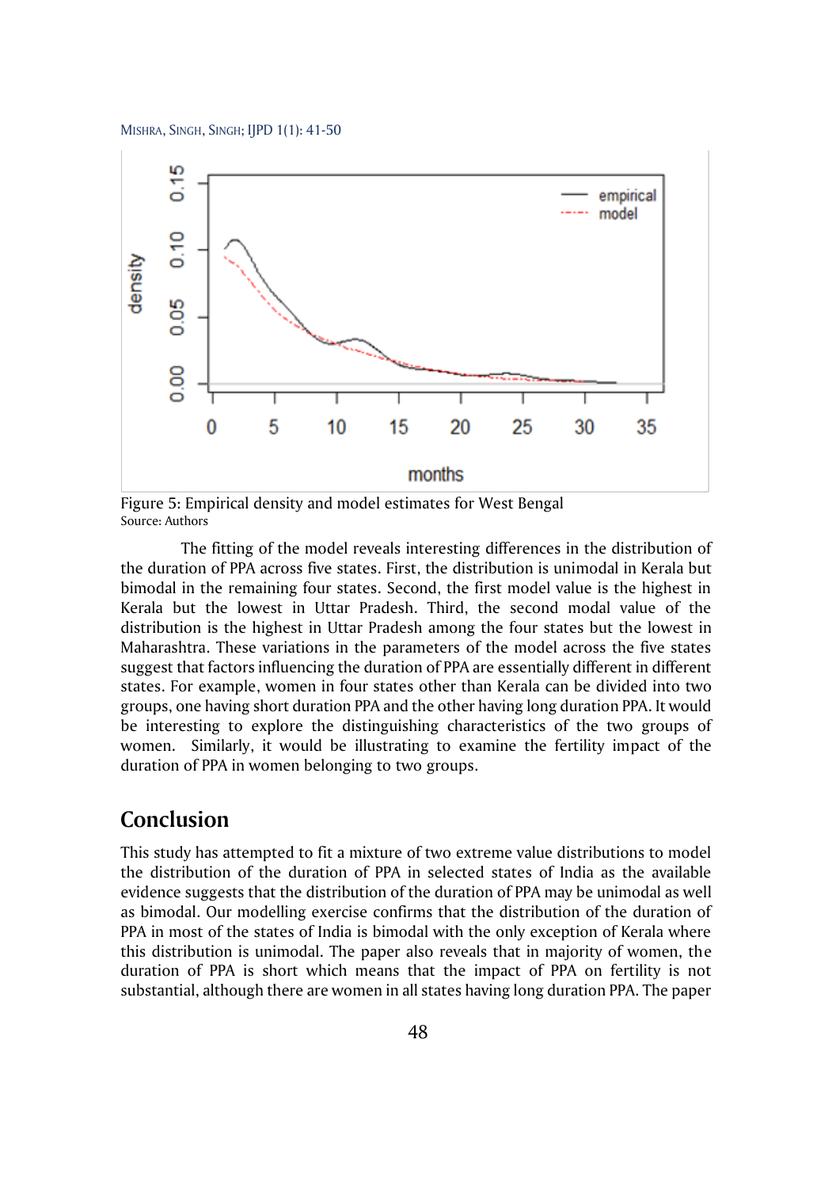Figure 5: Empirical density and model estimates for West Bengal
Source: Authors

The fitting of the model reveals interesting differences in the distribution of the duration of PPA across five states. First, the distribution is unimodal in Kerala but bimodal in the remaining four states. Second, the first model value is the highest in Kerala but the lowest in Uttar Pradesh. Third, the second modal value of the distribution is the highest in Uttar Pradesh among the four states but the lowest in Maharashtra. These variations in the parameters of the model across the five states suggest that factors influencing the duration of PPA are essentially different in different states. For example, women in four states other than Kerala can be divided into two groups, one having short duration PPA and the other having long duration PPA. It would be interesting to explore the distinguishing characteristics of the two groups of women. Similarly, it would be illustrating to examine the fertility impact of the duration of PPA in women belonging to two groups.

## Conclusion

This study has attempted to fit a mixture of two extreme value distributions to model the distribution of the duration of PPA in selected states of India as the available evidence suggests that the distribution of the duration of PPA may be unimodal as well as bimodal. Our modelling exercise confirms that the distribution of the duration of PPA in most of the states of India is bimodal with the only exception of Kerala where this distribution is unimodal. The paper also reveals that in majority of women, the duration of PPA is short which means that the impact of PPA on fertility is not substantial, although there are women in all states having long duration PPA. The paper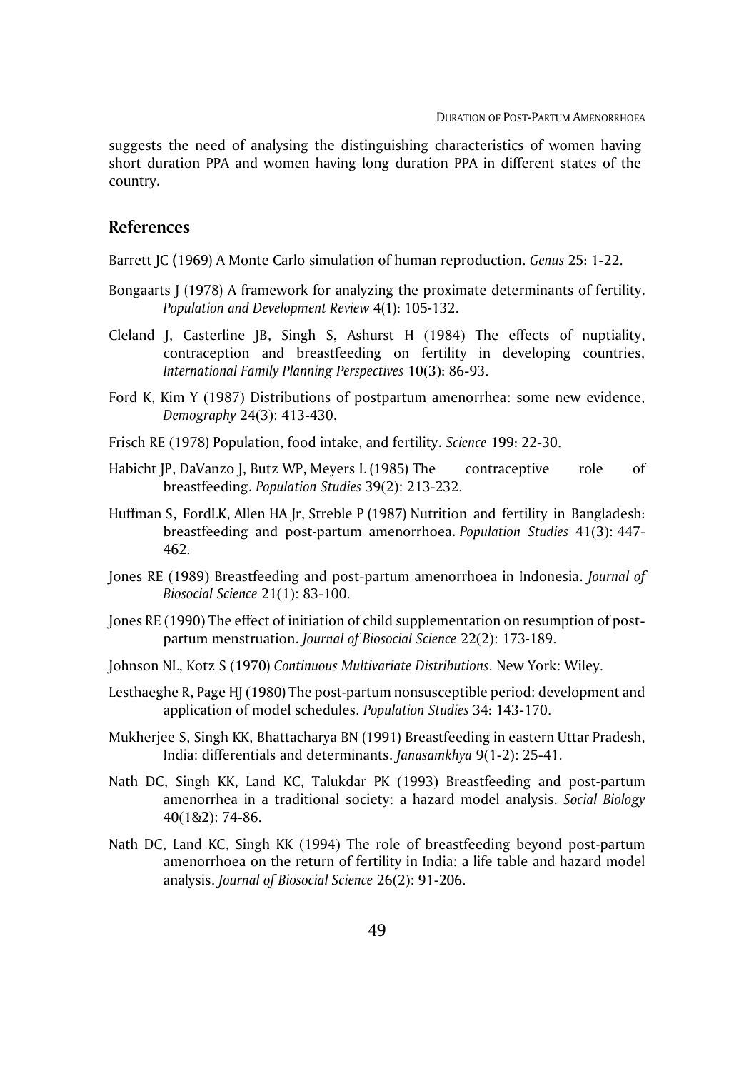suggests the need of analysing the distinguishing characteristics of women having short duration PPA and women having long duration PPA in different states of the country.

## References

Barrett JC (1969) A Monte Carlo simulation of human reproduction. *Genus* 25: 1-22.

Bongaarts J (1978) A framework for analyzing the proximate determinants of fertility. *Population and Development Review* 4(1): 105-132.

Cleland J, Casterline JB, Singh S, Ashurst H (1984) The effects of nuptiality, contraception and breastfeeding on fertility in developing countries, *International Family Planning Perspectives* 10(3): 86-93.

Ford K, Kim Y (1987) Distributions of postpartum amenorrhea: some new evidence, *Demography* 24(3): 413-430.

Frisch RE (1978) Population, food intake, and fertility. *Science* 199: 22-30.

Habicht JP, DaVanzo J, Butz WP, Meyers L (1985) The contraceptive role of breastfeeding. *Population Studies* 39(2): 213-232.

Huffman S, FordLK, Allen HA Jr, Streble P (1987) Nutrition and fertility in Bangladesh: breastfeeding and post-partum amenorrhoea. *Population Studies* 41(3): 447-462.

Jones RE (1989) Breastfeeding and post-partum amenorrhoea in Indonesia. *Journal of Biosocial Science* 21(1): 83-100.

Jones RE (1990) The effect of initiation of child supplementation on resumption of post-partum menstruation. *Journal of Biosocial Science* 22(2): 173-189.

Johnson NL, Kotz S (1970) *Continuous Multivariate Distributions*. New York: Wiley.

Lesthaeghe R, Page HJ (1980) The post-partum nonsusceptible period: development and application of model schedules. *Population Studies* 34: 143-170.

Mukherjee S, Singh KK, Bhattacharya BN (1991) Breastfeeding in eastern Uttar Pradesh, India: differentials and determinants. *Janasamkhya* 9(1-2): 25-41.

Nath DC, Singh KK, Land KC, Talukdar PK (1993) Breastfeeding and post-partum amenorrhea in a traditional society: a hazard model analysis. *Social Biology* 40(1&2): 74-86.

Nath DC, Land KC, Singh KK (1994) The role of breastfeeding beyond post-partum amenorrhoea on the return of fertility in India: a life table and hazard model analysis. *Journal of Biosocial Science* 26(2): 91-206.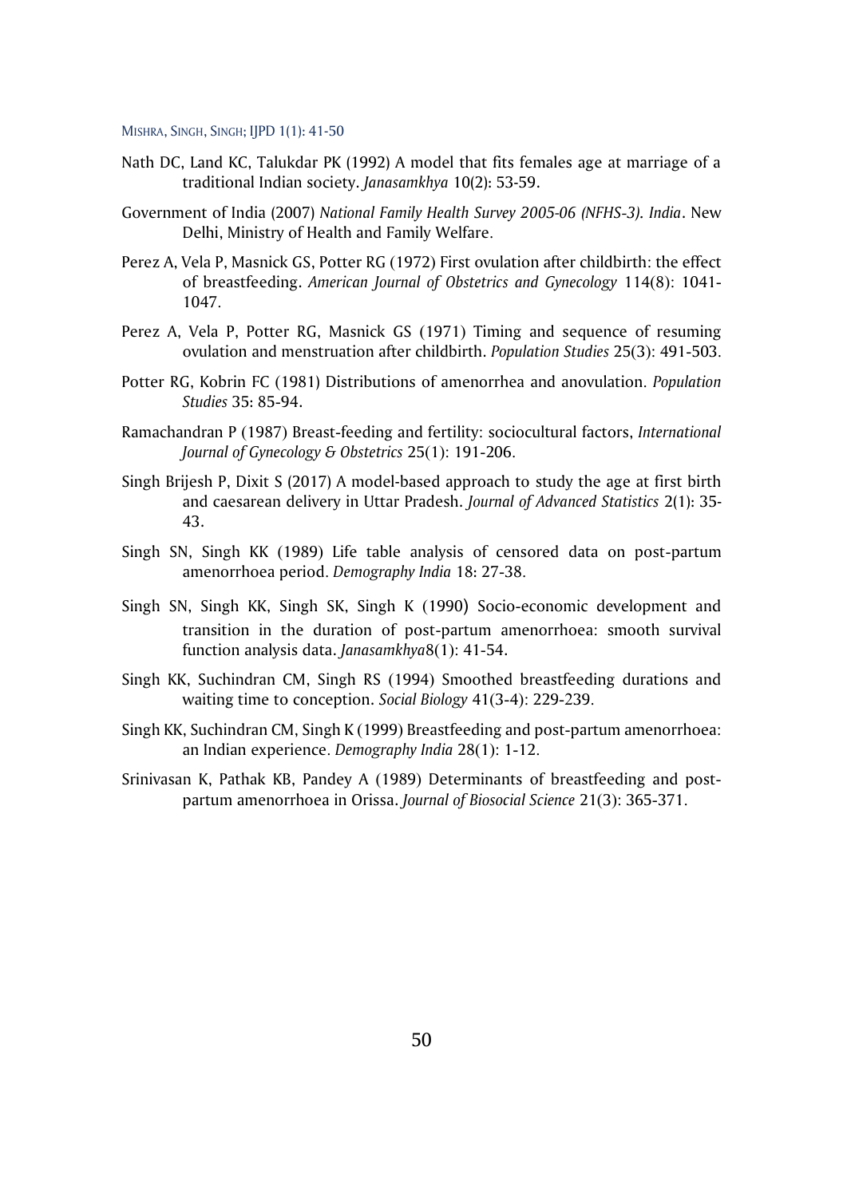Nath DC, Land KC, Talukdar PK (1992) A model that fits females age at marriage of a traditional Indian society. *Janasamkhya* 10(2): 53-59.

Government of India (2007) *National Family Health Survey 2005-06 (NFHS-3). India*. New Delhi, Ministry of Health and Family Welfare.

Perez A, Vela P, Masnick GS, Potter RG (1972) First ovulation after childbirth: the effect of breastfeeding. *American Journal of Obstetrics and Gynecology* 114(8): 1041-1047.

Perez A, Vela P, Potter RG, Masnick GS (1971) Timing and sequence of resuming ovulation and menstruation after childbirth. *Population Studies* 25(3): 491-503.

Potter RG, Kobrin FC (1981) Distributions of amenorrhea and anovulation. *Population Studies* 35: 85-94.

Ramachandran P (1987) Breast-feeding and fertility: sociocultural factors, *International Journal of Gynecology & Obstetrics* 25(1): 191-206.

Singh Brijesh P, Dixit S (2017) A model-based approach to study the age at first birth and caesarean delivery in Uttar Pradesh. *Journal of Advanced Statistics* 2(1): 35-43.

Singh SN, Singh KK (1989) Life table analysis of censored data on post-partum amenorrhoea period. *Demography India* 18: 27-38.

Singh SN, Singh KK, Singh SK, Singh K (1990) Socio-economic development and transition in the duration of post-partum amenorrhoea: smooth survival function analysis data. *Janasamkhya*8(1): 41-54.

Singh KK, Suchindran CM, Singh RS (1994) Smoothed breastfeeding durations and waiting time to conception. *Social Biology* 41(3-4): 229-239.

Singh KK, Suchindran CM, Singh K (1999) Breastfeeding and post-partum amenorrhoea: an Indian experience. *Demography India* 28(1): 1-12.

Srinivasan K, Pathak KB, Pandey A (1989) Determinants of breastfeeding and post-partum amenorrhoea in Orissa. *Journal of Biosocial Science* 21(3): 365-371.